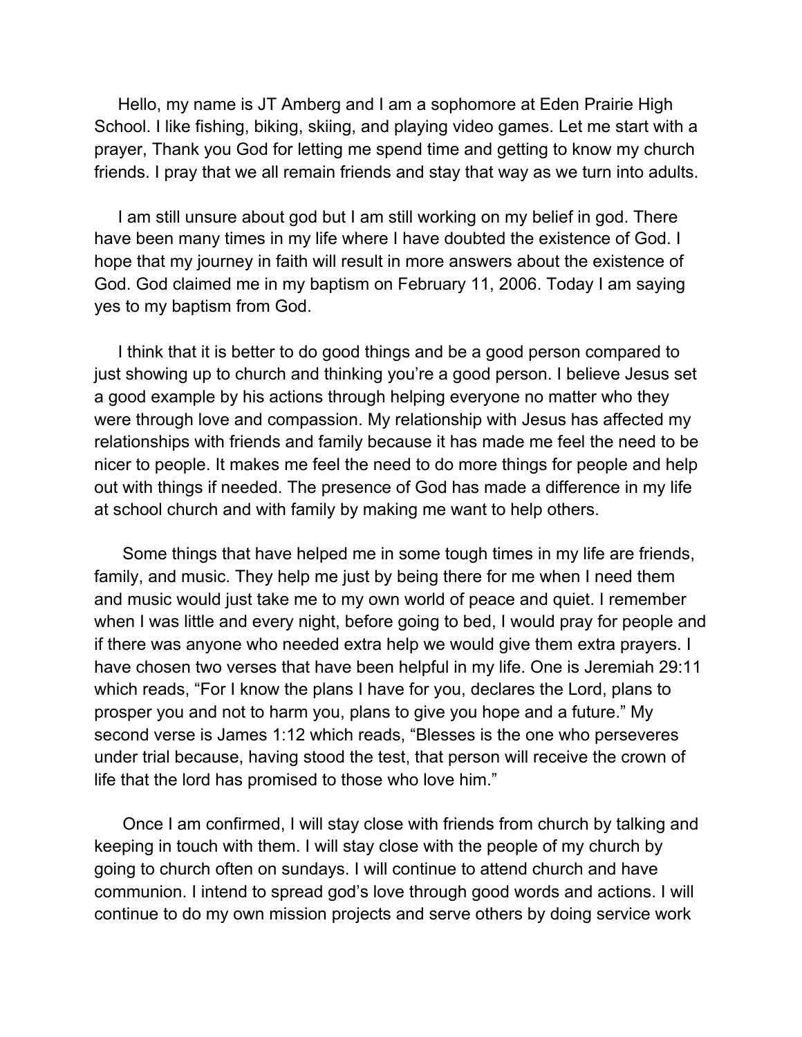Hello, my name is JT Amberg and I am a sophomore at Eden Prairie High School. I like fishing, biking, skiing, and playing video games. Let me start with a prayer, Thank you God for letting me spend time and getting to know my church friends. I pray that we all remain friends and stay that way as we turn into adults.

I am still unsure about god but I am still working on my belief in god. There have been many times in my life where I have doubted the existence of God. I hope that my journey in faith will result in more answers about the existence of God. God claimed me in my baptism on February 11, 2006. Today I am saying yes to my baptism from God.

I think that it is better to do good things and be a good person compared to just showing up to church and thinking you're a good person. I believe Jesus set a good example by his actions through helping everyone no matter who they were through love and compassion. My relationship with Jesus has affected my relationships with friends and family because it has made me feel the need to be nicer to people. It makes me feel the need to do more things for people and help out with things if needed. The presence of God has made a difference in my life at school church and with family by making me want to help others.

Some things that have helped me in some tough times in my life are friends, family, and music. They help me just by being there for me when I need them and music would just take me to my own world of peace and quiet. I remember when I was little and every night, before going to bed, I would pray for people and if there was anyone who needed extra help we would give them extra prayers. I have chosen two verses that have been helpful in my life. One is Jeremiah 29:11 which reads, "For I know the plans I have for you, declares the Lord, plans to prosper you and not to harm you, plans to give you hope and a future." My second verse is James 1:12 which reads, "Blesses is the one who perseveres under trial because, having stood the test, that person will receive the crown of life that the lord has promised to those who love him."

Once I am confirmed, I will stay close with friends from church by talking and keeping in touch with them. I will stay close with the people of my church by going to church often on sundays. I will continue to attend church and have communion. I intend to spread god's love through good words and actions. I will continue to do my own mission projects and serve others by doing service work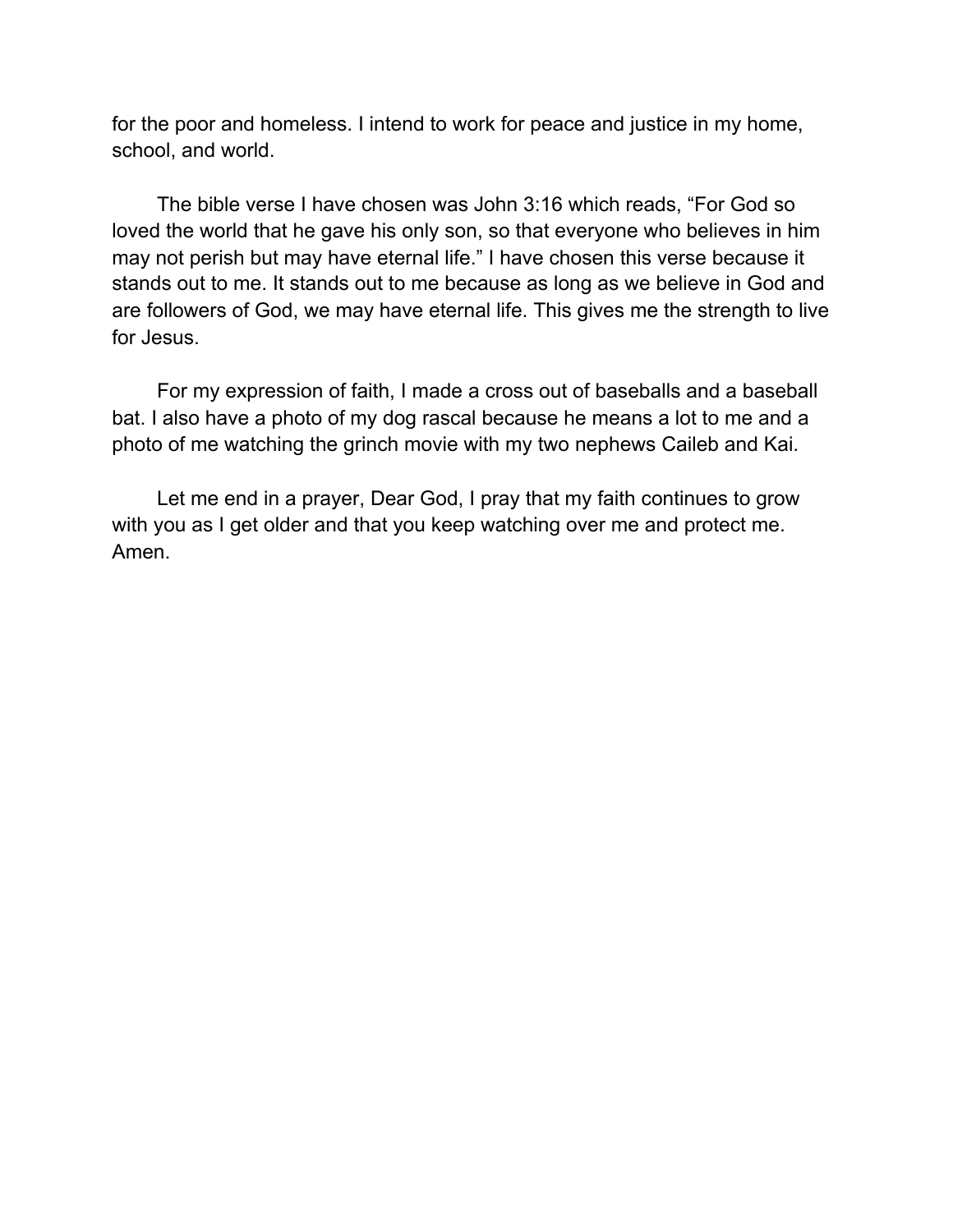for the poor and homeless. I intend to work for peace and justice in my home, school, and world.

The bible verse I have chosen was John 3:16 which reads, “For God so loved the world that he gave his only son, so that everyone who believes in him may not perish but may have eternal life.” I have chosen this verse because it stands out to me. It stands out to me because as long as we believe in God and are followers of God, we may have eternal life. This gives me the strength to live for Jesus.

For my expression of faith, I made a cross out of baseballs and a baseball bat. I also have a photo of my dog rascal because he means a lot to me and a photo of me watching the grinch movie with my two nephews Caileb and Kai.

Let me end in a prayer, Dear God, I pray that my faith continues to grow with you as I get older and that you keep watching over me and protect me. Amen.